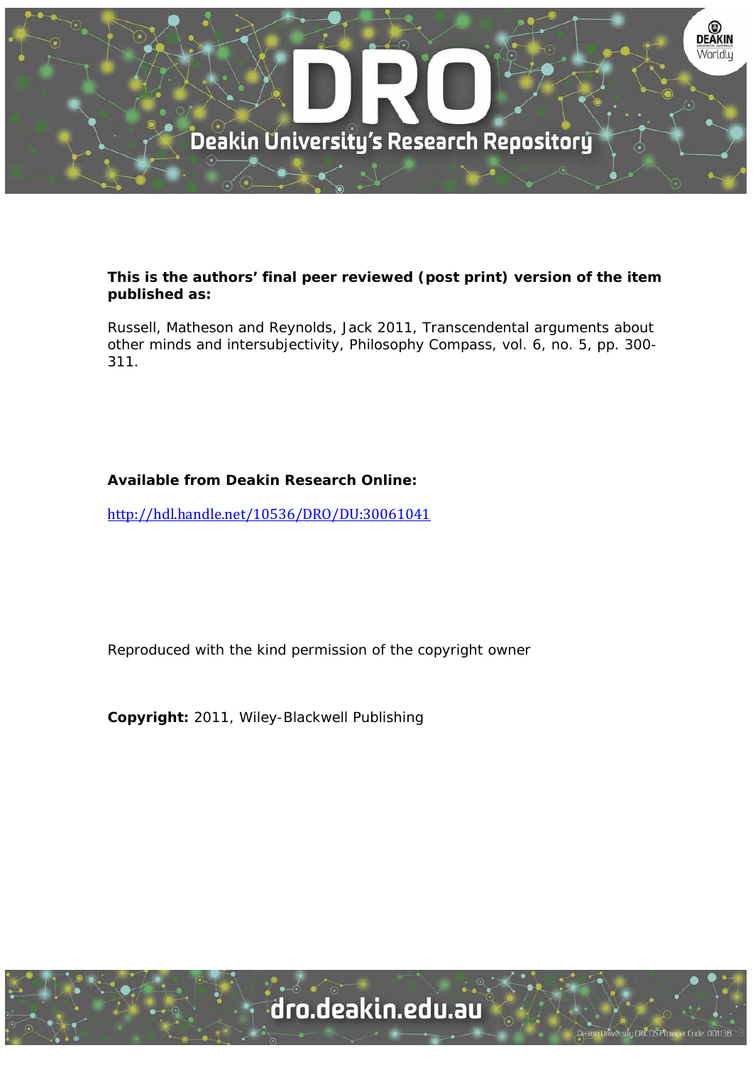**This is the authors' final peer reviewed (post print) version of the item published as:**

Russell, Matheson and Reynolds, Jack 2011, Transcendental arguments about other minds and intersubjectivity, Philosophy Compass, vol. 6, no. 5, pp. 300-311.

**Available from Deakin Research Online:**

http://hdl.handle.net/10536/DRO/DU:30061041

Reproduced with the kind permission of the copyright owner

**Copyright:** 2011, Wiley-Blackwell Publishing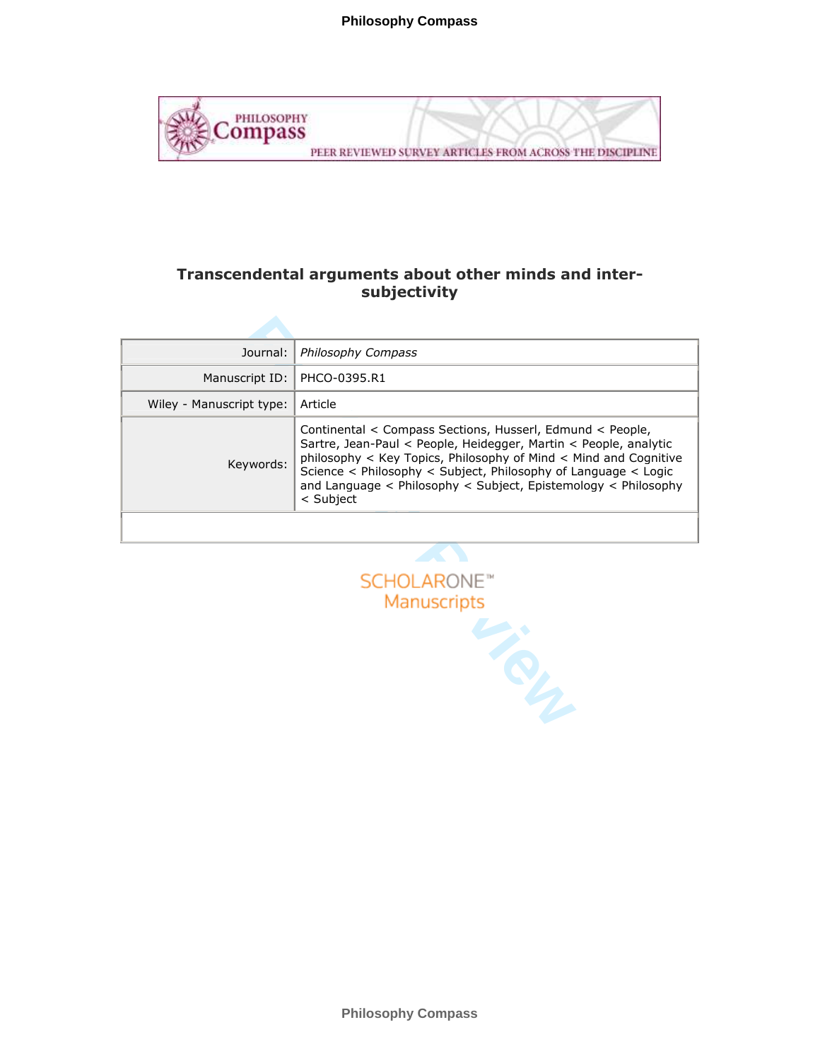# Transcendental arguments about other minds and inter-subjectivity

| Journal: | *Philosophy Compass* |
| --- | --- |
| Manuscript ID: | PHCO-0395.R1 |
| Wiley - Manuscript type: | Article |
| Keywords: | Continental < Compass Sections, Husserl, Edmund < People, Sartre, Jean-Paul < People, Heidegger, Martin < People, analytic philosophy < Key Topics, Philosophy of Mind < Mind and Cognitive Science < Philosophy < Subject, Philosophy of Language < Logic and Language < Philosophy < Subject, Epistemology < Philosophy < Subject |
| | |

SCHOLARONE™
Manuscripts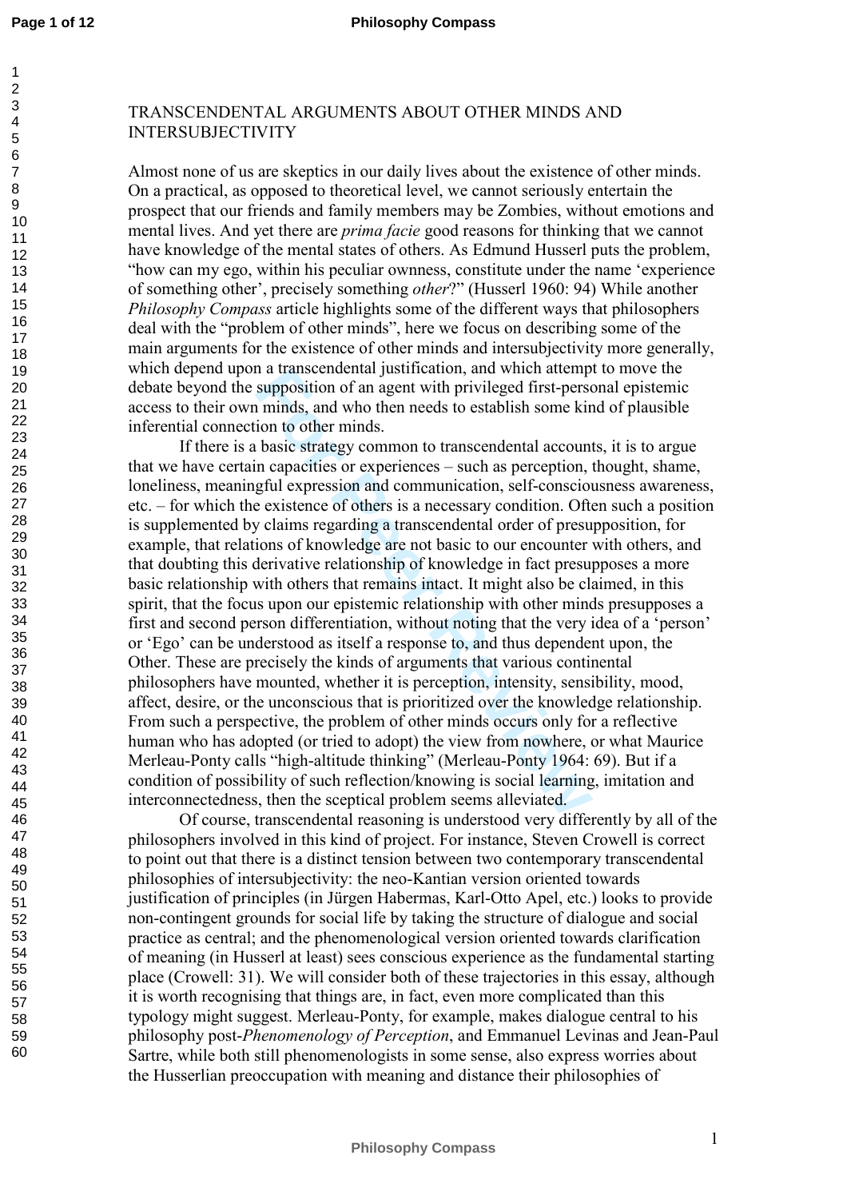# TRANSCENDENTAL ARGUMENTS ABOUT OTHER MINDS AND INTERSUBJECTIVITY

Almost none of us are skeptics in our daily lives about the existence of other minds. On a practical, as opposed to theoretical level, we cannot seriously entertain the prospect that our friends and family members may be Zombies, without emotions and mental lives. And yet there are *prima facie* good reasons for thinking that we cannot have knowledge of the mental states of others. As Edmund Husserl puts the problem, "how can my ego, within his peculiar ownness, constitute under the name 'experience of something other', precisely something *other*?" (Husserl 1960: 94) While another *Philosophy Compass* article highlights some of the different ways that philosophers deal with the "problem of other minds", here we focus on describing some of the main arguments for the existence of other minds and intersubjectivity more generally, which depend upon a transcendental justification, and which attempt to move the debate beyond the supposition of an agent with privileged first-personal epistemic access to their own minds, and who then needs to establish some kind of plausible inferential connection to other minds.

If there is a basic strategy common to transcendental accounts, it is to argue that we have certain capacities or experiences – such as perception, thought, shame, loneliness, meaningful expression and communication, self-consciousness awareness, etc. – for which the existence of others is a necessary condition. Often such a position is supplemented by claims regarding a transcendental order of presupposition, for example, that relations of knowledge are not basic to our encounter with others, and that doubting this derivative relationship of knowledge in fact presupposes a more basic relationship with others that remains intact. It might also be claimed, in this spirit, that the focus upon our epistemic relationship with other minds presupposes a first and second person differentiation, without noting that the very idea of a 'person' or 'Ego' can be understood as itself a response to, and thus dependent upon, the Other. These are precisely the kinds of arguments that various continental philosophers have mounted, whether it is perception, intensity, sensibility, mood, affect, desire, or the unconscious that is prioritized over the knowledge relationship. From such a perspective, the problem of other minds occurs only for a reflective human who has adopted (or tried to adopt) the view from nowhere, or what Maurice Merleau-Ponty calls "high-altitude thinking" (Merleau-Ponty 1964: 69). But if a condition of possibility of such reflection/knowing is social learning, imitation and interconnectedness, then the sceptical problem seems alleviated.

Of course, transcendental reasoning is understood very differently by all of the philosophers involved in this kind of project. For instance, Steven Crowell is correct to point out that there is a distinct tension between two contemporary transcendental philosophies of intersubjectivity: the neo-Kantian version oriented towards justification of principles (in Jürgen Habermas, Karl-Otto Apel, etc.) looks to provide non-contingent grounds for social life by taking the structure of dialogue and social practice as central; and the phenomenological version oriented towards clarification of meaning (in Husserl at least) sees conscious experience as the fundamental starting place (Crowell: 31). We will consider both of these trajectories in this essay, although it is worth recognising that things are, in fact, even more complicated than this typology might suggest. Merleau-Ponty, for example, makes dialogue central to his philosophy post-*Phenomenology of Perception*, and Emmanuel Levinas and Jean-Paul Sartre, while both still phenomenologists in some sense, also express worries about the Husserlian preoccupation with meaning and distance their philosophies of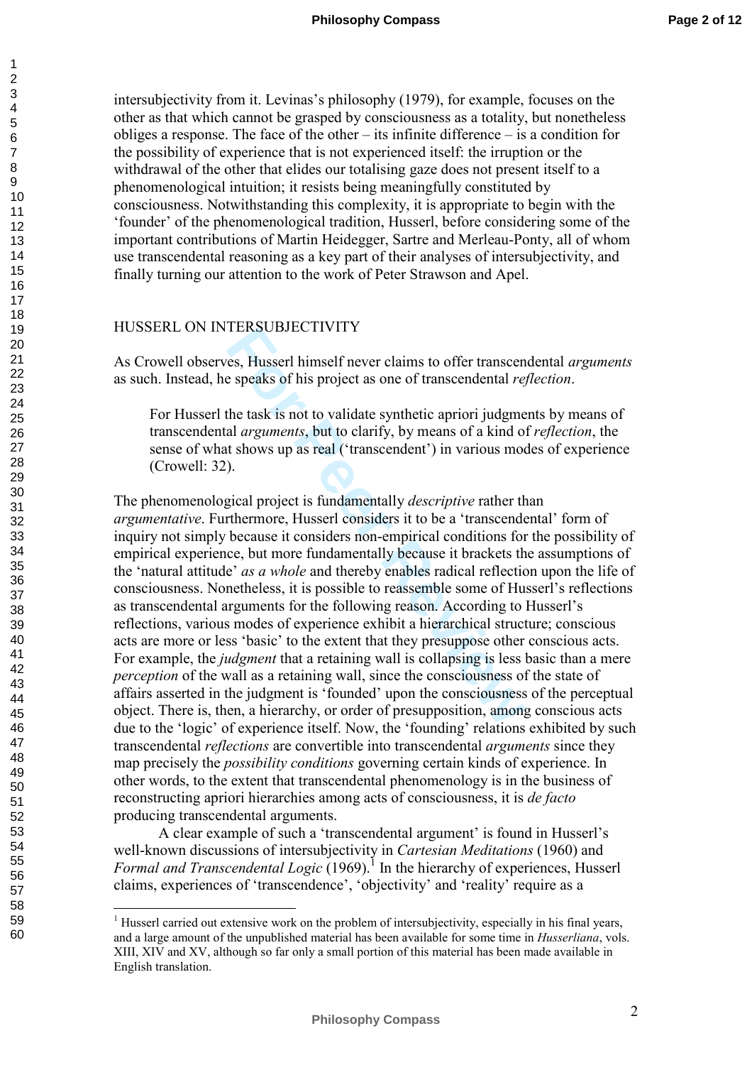intersubjectivity from it. Levinas's philosophy (1979), for example, focuses on the other as that which cannot be grasped by consciousness as a totality, but nonetheless obliges a response. The face of the other – its infinite difference – is a condition for the possibility of experience that is not experienced itself: the irruption or the withdrawal of the other that elides our totalising gaze does not present itself to a phenomenological intuition; it resists being meaningfully constituted by consciousness. Notwithstanding this complexity, it is appropriate to begin with the 'founder' of the phenomenological tradition, Husserl, before considering some of the important contributions of Martin Heidegger, Sartre and Merleau-Ponty, all of whom use transcendental reasoning as a key part of their analyses of intersubjectivity, and finally turning our attention to the work of Peter Strawson and Apel.

## HUSSERL ON INTERSUBJECTIVITY

As Crowell observes, Husserl himself never claims to offer transcendental *arguments* as such. Instead, he speaks of his project as one of transcendental *reflection*.

> For Husserl the task is not to validate synthetic apriori judgments by means of transcendental *arguments*, but to clarify, by means of a kind of *reflection*, the sense of what shows up as real ('transcendent') in various modes of experience (Crowell: 32).

The phenomenological project is fundamentally *descriptive* rather than *argumentative*. Furthermore, Husserl considers it to be a 'transcendental' form of inquiry not simply because it considers non-empirical conditions for the possibility of empirical experience, but more fundamentally because it brackets the assumptions of the 'natural attitude' *as a whole* and thereby enables radical reflection upon the life of consciousness. Nonetheless, it is possible to reassemble some of Husserl's reflections as transcendental arguments for the following reason. According to Husserl's reflections, various modes of experience exhibit a hierarchical structure; conscious acts are more or less 'basic' to the extent that they presuppose other conscious acts. For example, the *judgment* that a retaining wall is collapsing is less basic than a mere *perception* of the wall as a retaining wall, since the consciousness of the state of affairs asserted in the judgment is 'founded' upon the consciousness of the perceptual object. There is, then, a hierarchy, or order of presupposition, among conscious acts due to the 'logic' of experience itself. Now, the 'founding' relations exhibited by such transcendental *reflections* are convertible into transcendental *arguments* since they map precisely the *possibility conditions* governing certain kinds of experience. In other words, to the extent that transcendental phenomenology is in the business of reconstructing apriori hierarchies among acts of consciousness, it is *de facto* producing transcendental arguments.

A clear example of such a 'transcendental argument' is found in Husserl's well-known discussions of intersubjectivity in *Cartesian Meditations* (1960) and *Formal and Transcendental Logic* (1969).[1] In the hierarchy of experiences, Husserl claims, experiences of 'transcendence', 'objectivity' and 'reality' require as a

[1] Husserl carried out extensive work on the problem of intersubjectivity, especially in his final years, and a large amount of the unpublished material has been available for some time in *Husserliana*, vols. XIII, XIV and XV, although so far only a small portion of this material has been made available in English translation.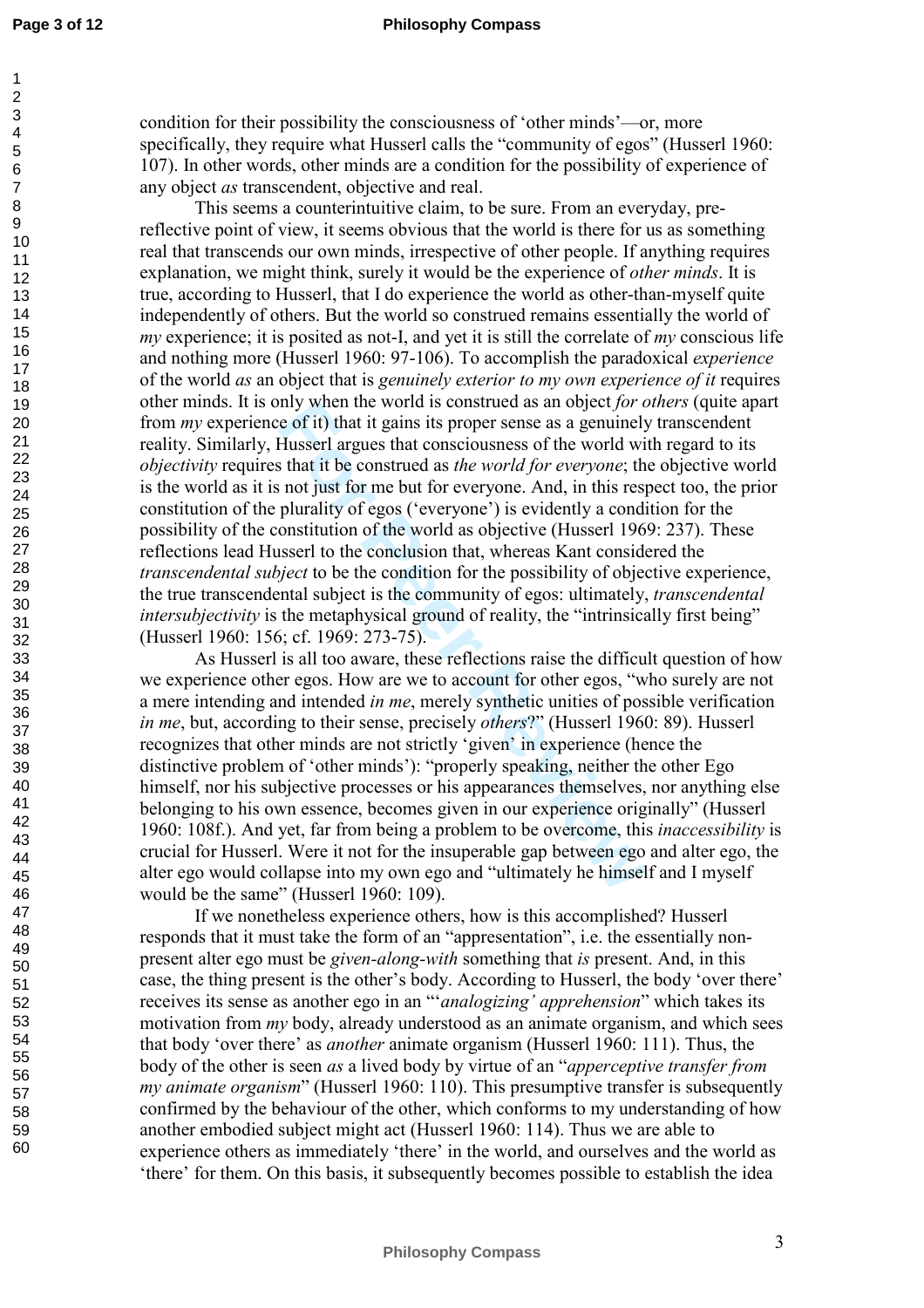condition for their possibility the consciousness of 'other minds'—or, more specifically, they require what Husserl calls the "community of egos" (Husserl 1960: 107). In other words, other minds are a condition for the possibility of experience of any object *as* transcendent, objective and real.

This seems a counterintuitive claim, to be sure. From an everyday, pre-reflective point of view, it seems obvious that the world is there for us as something real that transcends our own minds, irrespective of other people. If anything requires explanation, we might think, surely it would be the experience of *other minds*. It is true, according to Husserl, that I do experience the world as other-than-myself quite independently of others. But the world so construed remains essentially the world of *my* experience; it is posited as not-I, and yet it is still the correlate of *my* conscious life and nothing more (Husserl 1960: 97-106). To accomplish the paradoxical *experience* of the world *as* an object that is *genuinely exterior to my own experience of it* requires other minds. It is only when the world is construed as an object *for others* (quite apart from *my* experience of it) that it gains its proper sense as a genuinely transcendent reality. Similarly, Husserl argues that consciousness of the world with regard to its *objectivity* requires that it be construed as *the world for everyone*; the objective world is the world as it is not just for me but for everyone. And, in this respect too, the prior constitution of the plurality of egos ('everyone') is evidently a condition for the possibility of the constitution of the world as objective (Husserl 1969: 237). These reflections lead Husserl to the conclusion that, whereas Kant considered the *transcendental subject* to be the condition for the possibility of objective experience, the true transcendental subject is the community of egos: ultimately, *transcendental intersubjectivity* is the metaphysical ground of reality, the "intrinsically first being" (Husserl 1960: 156; cf. 1969: 273-75).

As Husserl is all too aware, these reflections raise the difficult question of how we experience other egos. How are we to account for other egos, "who surely are not a mere intending and intended *in me*, merely synthetic unities of possible verification *in me*, but, according to their sense, precisely *others*?" (Husserl 1960: 89). Husserl recognizes that other minds are not strictly 'given' in experience (hence the distinctive problem of 'other minds'): "properly speaking, neither the other Ego himself, nor his subjective processes or his appearances themselves, nor anything else belonging to his own essence, becomes given in our experience originally" (Husserl 1960: 108f.). And yet, far from being a problem to be overcome, this *inaccessibility* is crucial for Husserl. Were it not for the insuperable gap between ego and alter ego, the alter ego would collapse into my own ego and "ultimately he himself and I myself would be the same" (Husserl 1960: 109).

If we nonetheless experience others, how is this accomplished? Husserl responds that it must take the form of an "appresentation", i.e. the essentially non-present alter ego must be *given-along-with* something that *is* present. And, in this case, the thing present is the other's body. According to Husserl, the body 'over there' receives its sense as another ego in an "'*analogizing' apprehension*" which takes its motivation from *my* body, already understood as an animate organism, and which sees that body 'over there' as *another* animate organism (Husserl 1960: 111). Thus, the body of the other is seen *as* a lived body by virtue of an "*apperceptive transfer from my animate organism*" (Husserl 1960: 110). This presumptive transfer is subsequently confirmed by the behaviour of the other, which conforms to my understanding of how another embodied subject might act (Husserl 1960: 114). Thus we are able to experience others as immediately 'there' in the world, and ourselves and the world as 'there' for them. On this basis, it subsequently becomes possible to establish the idea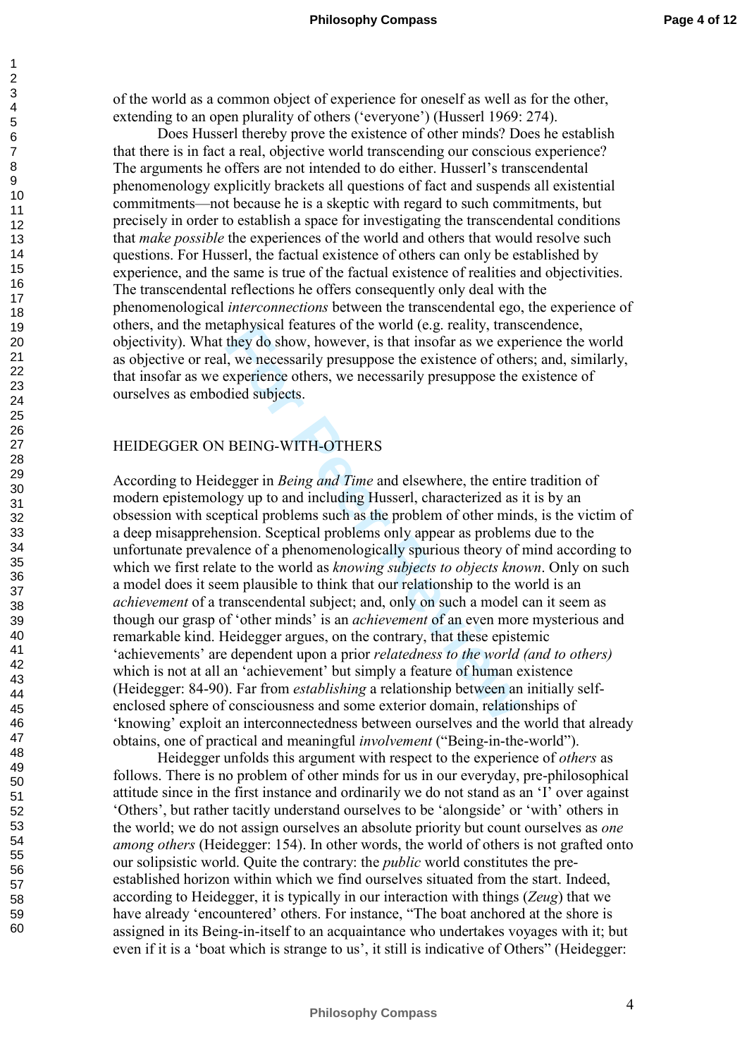of the world as a common object of experience for oneself as well as for the other, extending to an open plurality of others ('everyone') (Husserl 1969: 274).

Does Husserl thereby prove the existence of other minds? Does he establish that there is in fact a real, objective world transcending our conscious experience? The arguments he offers are not intended to do either. Husserl's transcendental phenomenology explicitly brackets all questions of fact and suspends all existential commitments—not because he is a skeptic with regard to such commitments, but precisely in order to establish a space for investigating the transcendental conditions that *make possible* the experiences of the world and others that would resolve such questions. For Husserl, the factual existence of others can only be established by experience, and the same is true of the factual existence of realities and objectivities. The transcendental reflections he offers consequently only deal with the phenomenological *interconnections* between the transcendental ego, the experience of others, and the metaphysical features of the world (e.g. reality, transcendence, objectivity). What they do show, however, is that insofar as we experience the world as objective or real, we necessarily presuppose the existence of others; and, similarly, that insofar as we experience others, we necessarily presuppose the existence of ourselves as embodied subjects.

## HEIDEGGER ON BEING-WITH-OTHERS

According to Heidegger in *Being and Time* and elsewhere, the entire tradition of modern epistemology up to and including Husserl, characterized as it is by an obsession with sceptical problems such as the problem of other minds, is the victim of a deep misapprehension. Sceptical problems only appear as problems due to the unfortunate prevalence of a phenomenologically spurious theory of mind according to which we first relate to the world as *knowing subjects to objects known*. Only on such a model does it seem plausible to think that our relationship to the world is an *achievement* of a transcendental subject; and, only on such a model can it seem as though our grasp of 'other minds' is an *achievement* of an even more mysterious and remarkable kind. Heidegger argues, on the contrary, that these epistemic 'achievements' are dependent upon a prior *relatedness to the world (and to others)* which is not at all an 'achievement' but simply a feature of human existence (Heidegger: 84-90). Far from *establishing* a relationship between an initially self-enclosed sphere of consciousness and some exterior domain, relationships of 'knowing' exploit an interconnectedness between ourselves and the world that already obtains, one of practical and meaningful *involvement* ("Being-in-the-world").

Heidegger unfolds this argument with respect to the experience of *others* as follows. There is no problem of other minds for us in our everyday, pre-philosophical attitude since in the first instance and ordinarily we do not stand as an 'I' over against 'Others', but rather tacitly understand ourselves to be 'alongside' or 'with' others in the world; we do not assign ourselves an absolute priority but count ourselves as *one among others* (Heidegger: 154). In other words, the world of others is not grafted onto our solipsistic world. Quite the contrary: the *public* world constitutes the pre-established horizon within which we find ourselves situated from the start. Indeed, according to Heidegger, it is typically in our interaction with things (*Zeug*) that we have already 'encountered' others. For instance, "The boat anchored at the shore is assigned in its Being-in-itself to an acquaintance who undertakes voyages with it; but even if it is a 'boat which is strange to us', it still is indicative of Others" (Heidegger: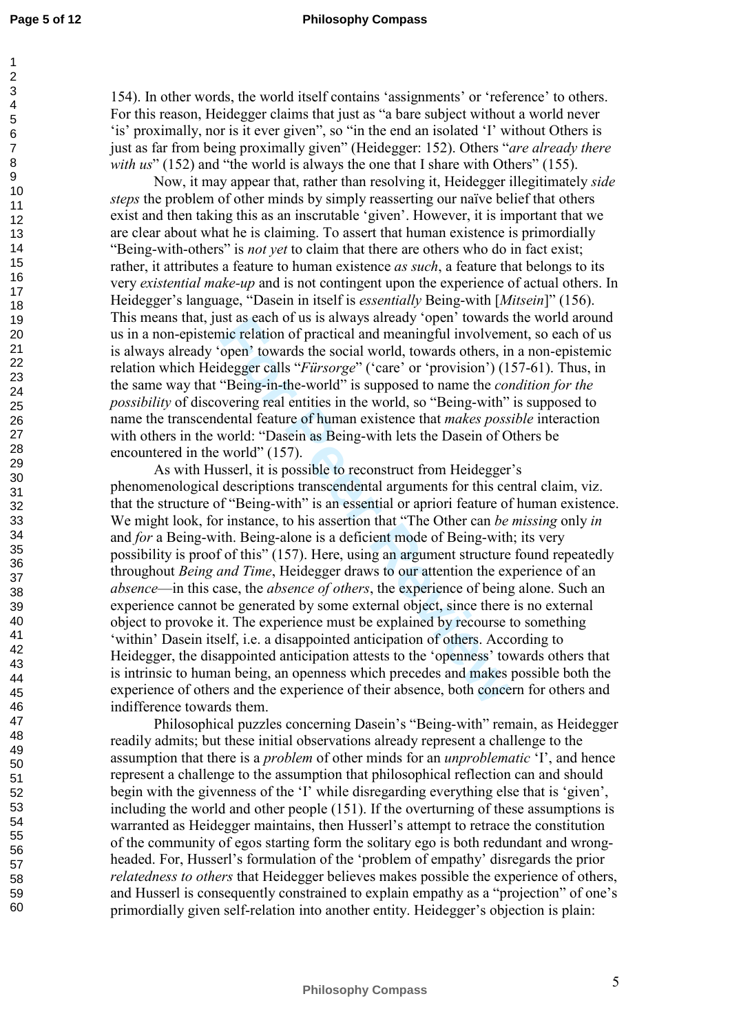154). In other words, the world itself contains 'assignments' or 'reference' to others. For this reason, Heidegger claims that just as "a bare subject without a world never 'is' proximally, nor is it ever given", so "in the end an isolated 'I' without Others is just as far from being proximally given" (Heidegger: 152). Others "*are already there with us*" (152) and "the world is always the one that I share with Others" (155).

Now, it may appear that, rather than resolving it, Heidegger illegitimately *side steps* the problem of other minds by simply reasserting our naïve belief that others exist and then taking this as an inscrutable 'given'. However, it is important that we are clear about what he is claiming. To assert that human existence is primordially "Being-with-others" is *not yet* to claim that there are others who do in fact exist; rather, it attributes a feature to human existence *as such*, a feature that belongs to its very *existential make-up* and is not contingent upon the experience of actual others. In Heidegger's language, "Dasein in itself is *essentially* Being-with [*Mitsein*]" (156). This means that, just as each of us is always already 'open' towards the world around us in a non-epistemic relation of practical and meaningful involvement, so each of us is always already 'open' towards the social world, towards others, in a non-epistemic relation which Heidegger calls "*Fürsorge*" ('care' or 'provision') (157-61). Thus, in the same way that "Being-in-the-world" is supposed to name the *condition for the possibility* of discovering real entities in the world, so "Being-with" is supposed to name the transcendental feature of human existence that *makes possible* interaction with others in the world: "Dasein as Being-with lets the Dasein of Others be encountered in the world" (157).

As with Husserl, it is possible to reconstruct from Heidegger's phenomenological descriptions transcendental arguments for this central claim, viz. that the structure of "Being-with" is an essential or apriori feature of human existence. We might look, for instance, to his assertion that "The Other can *be missing* only *in* and *for* a Being-with. Being-alone is a deficient mode of Being-with; its very possibility is proof of this" (157). Here, using an argument structure found repeatedly throughout *Being and Time*, Heidegger draws to our attention the experience of an *absence*—in this case, the *absence of others*, the experience of being alone. Such an experience cannot be generated by some external object, since there is no external object to provoke it. The experience must be explained by recourse to something 'within' Dasein itself, i.e. a disappointed anticipation of others. According to Heidegger, the disappointed anticipation attests to the 'openness' towards others that is intrinsic to human being, an openness which precedes and makes possible both the experience of others and the experience of their absence, both concern for others and indifference towards them.

Philosophical puzzles concerning Dasein's "Being-with" remain, as Heidegger readily admits; but these initial observations already represent a challenge to the assumption that there is a *problem* of other minds for an *unproblematic* 'I', and hence represent a challenge to the assumption that philosophical reflection can and should begin with the givenness of the 'I' while disregarding everything else that is 'given', including the world and other people (151). If the overturning of these assumptions is warranted as Heidegger maintains, then Husserl's attempt to retrace the constitution of the community of egos starting form the solitary ego is both redundant and wrong-headed. For, Husserl's formulation of the 'problem of empathy' disregards the prior *relatedness to others* that Heidegger believes makes possible the experience of others, and Husserl is consequently constrained to explain empathy as a "projection" of one's primordially given self-relation into another entity. Heidegger's objection is plain: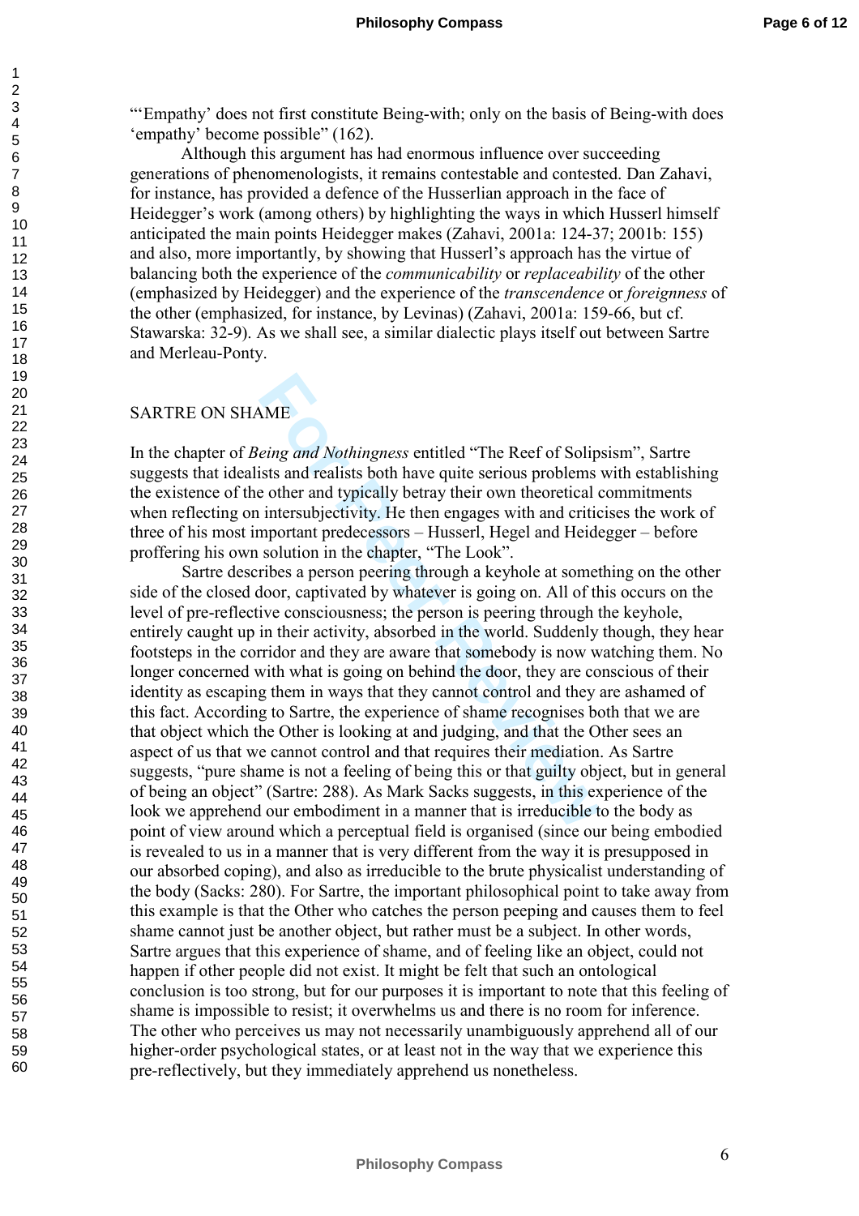"'Empathy' does not first constitute Being-with; only on the basis of Being-with does 'empathy' become possible" (162).

Although this argument has had enormous influence over succeeding generations of phenomenologists, it remains contestable and contested. Dan Zahavi, for instance, has provided a defence of the Husserlian approach in the face of Heidegger's work (among others) by highlighting the ways in which Husserl himself anticipated the main points Heidegger makes (Zahavi, 2001a: 124-37; 2001b: 155) and also, more importantly, by showing that Husserl's approach has the virtue of balancing both the experience of the *communicability* or *replaceability* of the other (emphasized by Heidegger) and the experience of the *transcendence* or *foreignness* of the other (emphasized, for instance, by Levinas) (Zahavi, 2001a: 159-66, but cf. Stawarska: 32-9). As we shall see, a similar dialectic plays itself out between Sartre and Merleau-Ponty.

## SARTRE ON SHAME

In the chapter of *Being and Nothingness* entitled "The Reef of Solipsism", Sartre suggests that idealists and realists both have quite serious problems with establishing the existence of the other and typically betray their own theoretical commitments when reflecting on intersubjectivity. He then engages with and criticises the work of three of his most important predecessors – Husserl, Hegel and Heidegger – before proffering his own solution in the chapter, "The Look".

Sartre describes a person peering through a keyhole at something on the other side of the closed door, captivated by whatever is going on. All of this occurs on the level of pre-reflective consciousness; the person is peering through the keyhole, entirely caught up in their activity, absorbed in the world. Suddenly though, they hear footsteps in the corridor and they are aware that somebody is now watching them. No longer concerned with what is going on behind the door, they are conscious of their identity as escaping them in ways that they cannot control and they are ashamed of this fact. According to Sartre, the experience of shame recognises both that we are that object which the Other is looking at and judging, and that the Other sees an aspect of us that we cannot control and that requires their mediation. As Sartre suggests, "pure shame is not a feeling of being this or that guilty object, but in general of being an object" (Sartre: 288). As Mark Sacks suggests, in this experience of the look we apprehend our embodiment in a manner that is irreducible to the body as point of view around which a perceptual field is organised (since our being embodied is revealed to us in a manner that is very different from the way it is presupposed in our absorbed coping), and also as irreducible to the brute physicalist understanding of the body (Sacks: 280). For Sartre, the important philosophical point to take away from this example is that the Other who catches the person peeping and causes them to feel shame cannot just be another object, but rather must be a subject. In other words, Sartre argues that this experience of shame, and of feeling like an object, could not happen if other people did not exist. It might be felt that such an ontological conclusion is too strong, but for our purposes it is important to note that this feeling of shame is impossible to resist; it overwhelms us and there is no room for inference. The other who perceives us may not necessarily unambiguously apprehend all of our higher-order psychological states, or at least not in the way that we experience this pre-reflectively, but they immediately apprehend us nonetheless.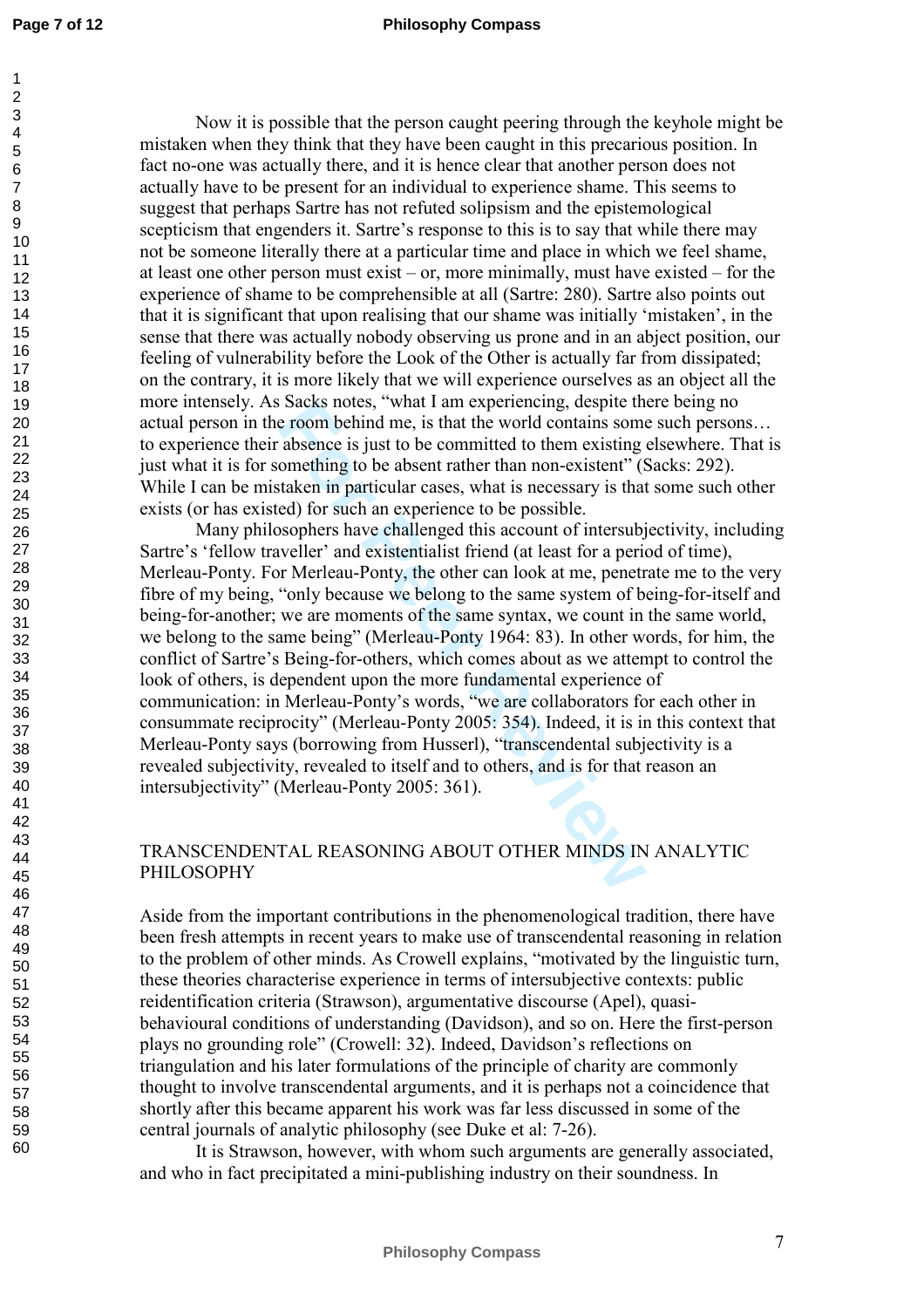Now it is possible that the person caught peering through the keyhole might be mistaken when they think that they have been caught in this precarious position. In fact no-one was actually there, and it is hence clear that another person does not actually have to be present for an individual to experience shame. This seems to suggest that perhaps Sartre has not refuted solipsism and the epistemological scepticism that engenders it. Sartre's response to this is to say that while there may not be someone literally there at a particular time and place in which we feel shame, at least one other person must exist – or, more minimally, must have existed – for the experience of shame to be comprehensible at all (Sartre: 280). Sartre also points out that it is significant that upon realising that our shame was initially 'mistaken', in the sense that there was actually nobody observing us prone and in an abject position, our feeling of vulnerability before the Look of the Other is actually far from dissipated; on the contrary, it is more likely that we will experience ourselves as an object all the more intensely. As Sacks notes, "what I am experiencing, despite there being no actual person in the room behind me, is that the world contains some such persons… to experience their absence is just to be committed to them existing elsewhere. That is just what it is for something to be absent rather than non-existent" (Sacks: 292). While I can be mistaken in particular cases, what is necessary is that some such other exists (or has existed) for such an experience to be possible.

Many philosophers have challenged this account of intersubjectivity, including Sartre's 'fellow traveller' and existentialist friend (at least for a period of time), Merleau-Ponty. For Merleau-Ponty, the other can look at me, penetrate me to the very fibre of my being, "only because we belong to the same system of being-for-itself and being-for-another; we are moments of the same syntax, we count in the same world, we belong to the same being" (Merleau-Ponty 1964: 83). In other words, for him, the conflict of Sartre's Being-for-others, which comes about as we attempt to control the look of others, is dependent upon the more fundamental experience of communication: in Merleau-Ponty's words, "we are collaborators for each other in consummate reciprocity" (Merleau-Ponty 2005: 354). Indeed, it is in this context that Merleau-Ponty says (borrowing from Husserl), "transcendental subjectivity is a revealed subjectivity, revealed to itself and to others, and is for that reason an intersubjectivity" (Merleau-Ponty 2005: 361).

## TRANSCENDENTAL REASONING ABOUT OTHER MINDS IN ANALYTIC PHILOSOPHY

Aside from the important contributions in the phenomenological tradition, there have been fresh attempts in recent years to make use of transcendental reasoning in relation to the problem of other minds. As Crowell explains, "motivated by the linguistic turn, these theories characterise experience in terms of intersubjective contexts: public reidentification criteria (Strawson), argumentative discourse (Apel), quasi-behavioural conditions of understanding (Davidson), and so on. Here the first-person plays no grounding role" (Crowell: 32). Indeed, Davidson's reflections on triangulation and his later formulations of the principle of charity are commonly thought to involve transcendental arguments, and it is perhaps not a coincidence that shortly after this became apparent his work was far less discussed in some of the central journals of analytic philosophy (see Duke et al: 7-26).

It is Strawson, however, with whom such arguments are generally associated, and who in fact precipitated a mini-publishing industry on their soundness. In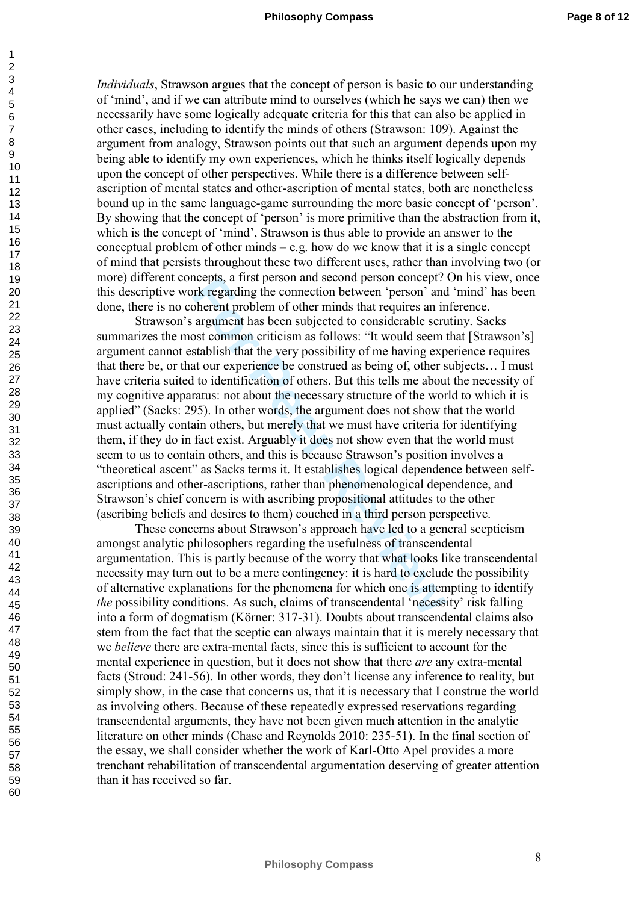*Individuals*, Strawson argues that the concept of person is basic to our understanding of 'mind', and if we can attribute mind to ourselves (which he says we can) then we necessarily have some logically adequate criteria for this that can also be applied in other cases, including to identify the minds of others (Strawson: 109). Against the argument from analogy, Strawson points out that such an argument depends upon my being able to identify my own experiences, which he thinks itself logically depends upon the concept of other perspectives. While there is a difference between self-ascription of mental states and other-ascription of mental states, both are nonetheless bound up in the same language-game surrounding the more basic concept of 'person'. By showing that the concept of 'person' is more primitive than the abstraction from it, which is the concept of 'mind', Strawson is thus able to provide an answer to the conceptual problem of other minds – e.g. how do we know that it is a single concept of mind that persists throughout these two different uses, rather than involving two (or more) different concepts, a first person and second person concept? On his view, once this descriptive work regarding the connection between 'person' and 'mind' has been done, there is no coherent problem of other minds that requires an inference.

Strawson's argument has been subjected to considerable scrutiny. Sacks summarizes the most common criticism as follows: "It would seem that [Strawson's] argument cannot establish that the very possibility of me having experience requires that there be, or that our experience be construed as being of, other subjects… I must have criteria suited to identification of others. But this tells me about the necessity of my cognitive apparatus: not about the necessary structure of the world to which it is applied" (Sacks: 295). In other words, the argument does not show that the world must actually contain others, but merely that we must have criteria for identifying them, if they do in fact exist. Arguably it does not show even that the world must seem to us to contain others, and this is because Strawson's position involves a "theoretical ascent" as Sacks terms it. It establishes logical dependence between self-ascriptions and other-ascriptions, rather than phenomenological dependence, and Strawson's chief concern is with ascribing propositional attitudes to the other (ascribing beliefs and desires to them) couched in a third person perspective.

These concerns about Strawson's approach have led to a general scepticism amongst analytic philosophers regarding the usefulness of transcendental argumentation. This is partly because of the worry that what looks like transcendental necessity may turn out to be a mere contingency: it is hard to exclude the possibility of alternative explanations for the phenomena for which one is attempting to identify *the* possibility conditions. As such, claims of transcendental 'necessity' risk falling into a form of dogmatism (Körner: 317-31). Doubts about transcendental claims also stem from the fact that the sceptic can always maintain that it is merely necessary that we *believe* there are extra-mental facts, since this is sufficient to account for the mental experience in question, but it does not show that there *are* any extra-mental facts (Stroud: 241-56). In other words, they don't license any inference to reality, but simply show, in the case that concerns us, that it is necessary that I construe the world as involving others. Because of these repeatedly expressed reservations regarding transcendental arguments, they have not been given much attention in the analytic literature on other minds (Chase and Reynolds 2010: 235-51). In the final section of the essay, we shall consider whether the work of Karl-Otto Apel provides a more trenchant rehabilitation of transcendental argumentation deserving of greater attention than it has received so far.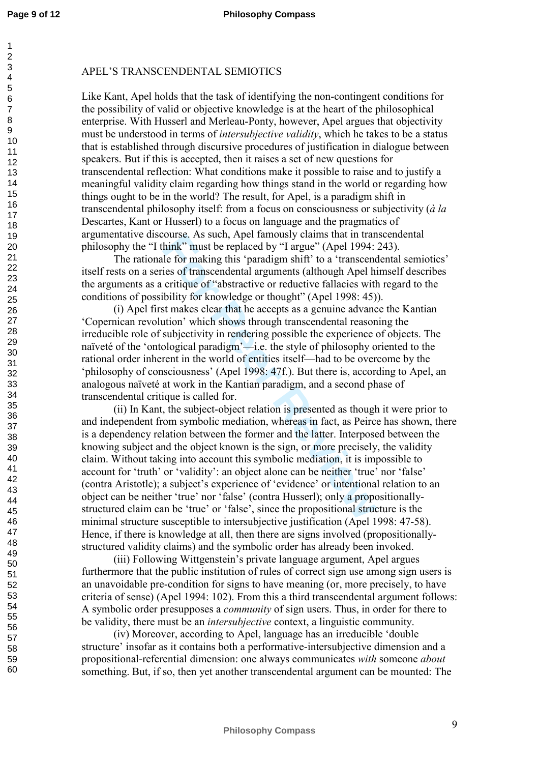APEL'S TRANSCENDENTAL SEMIOTICS

Like Kant, Apel holds that the task of identifying the non-contingent conditions for the possibility of valid or objective knowledge is at the heart of the philosophical enterprise. With Husserl and Merleau-Ponty, however, Apel argues that objectivity must be understood in terms of *intersubjective validity*, which he takes to be a status that is established through discursive procedures of justification in dialogue between speakers. But if this is accepted, then it raises a set of new questions for transcendental reflection: What conditions make it possible to raise and to justify a meaningful validity claim regarding how things stand in the world or regarding how things ought to be in the world? The result, for Apel, is a paradigm shift in transcendental philosophy itself: from a focus on consciousness or subjectivity (*à la* Descartes, Kant or Husserl) to a focus on language and the pragmatics of argumentative discourse. As such, Apel famously claims that in transcendental philosophy the "I think" must be replaced by "I argue" (Apel 1994: 243).

The rationale for making this 'paradigm shift' to a 'transcendental semiotics' itself rests on a series of transcendental arguments (although Apel himself describes the arguments as a critique of "abstractive or reductive fallacies with regard to the conditions of possibility for knowledge or thought" (Apel 1998: 45)).

(i) Apel first makes clear that he accepts as a genuine advance the Kantian 'Copernican revolution' which shows through transcendental reasoning the irreducible role of subjectivity in rendering possible the experience of objects. The naïveté of the 'ontological paradigm'—i.e. the style of philosophy oriented to the rational order inherent in the world of entities itself—had to be overcome by the 'philosophy of consciousness' (Apel 1998: 47f.). But there is, according to Apel, an analogous naïveté at work in the Kantian paradigm, and a second phase of transcendental critique is called for.

(ii) In Kant, the subject-object relation is presented as though it were prior to and independent from symbolic mediation, whereas in fact, as Peirce has shown, there is a dependency relation between the former and the latter. Interposed between the knowing subject and the object known is the sign, or more precisely, the validity claim. Without taking into account this symbolic mediation, it is impossible to account for 'truth' or 'validity': an object alone can be neither 'true' nor 'false' (contra Aristotle); a subject's experience of 'evidence' or intentional relation to an object can be neither 'true' nor 'false' (contra Husserl); only a propositionally-structured claim can be 'true' or 'false', since the propositional structure is the minimal structure susceptible to intersubjective justification (Apel 1998: 47-58). Hence, if there is knowledge at all, then there are signs involved (propositionally-structured validity claims) and the symbolic order has already been invoked.

(iii) Following Wittgenstein's private language argument, Apel argues furthermore that the public institution of rules of correct sign use among sign users is an unavoidable pre-condition for signs to have meaning (or, more precisely, to have criteria of sense) (Apel 1994: 102). From this a third transcendental argument follows: A symbolic order presupposes a *community* of sign users. Thus, in order for there to be validity, there must be an *intersubjective* context, a linguistic community.

(iv) Moreover, according to Apel, language has an irreducible 'double structure' insofar as it contains both a performative-intersubjective dimension and a propositional-referential dimension: one always communicates *with* someone *about* something. But, if so, then yet another transcendental argument can be mounted: The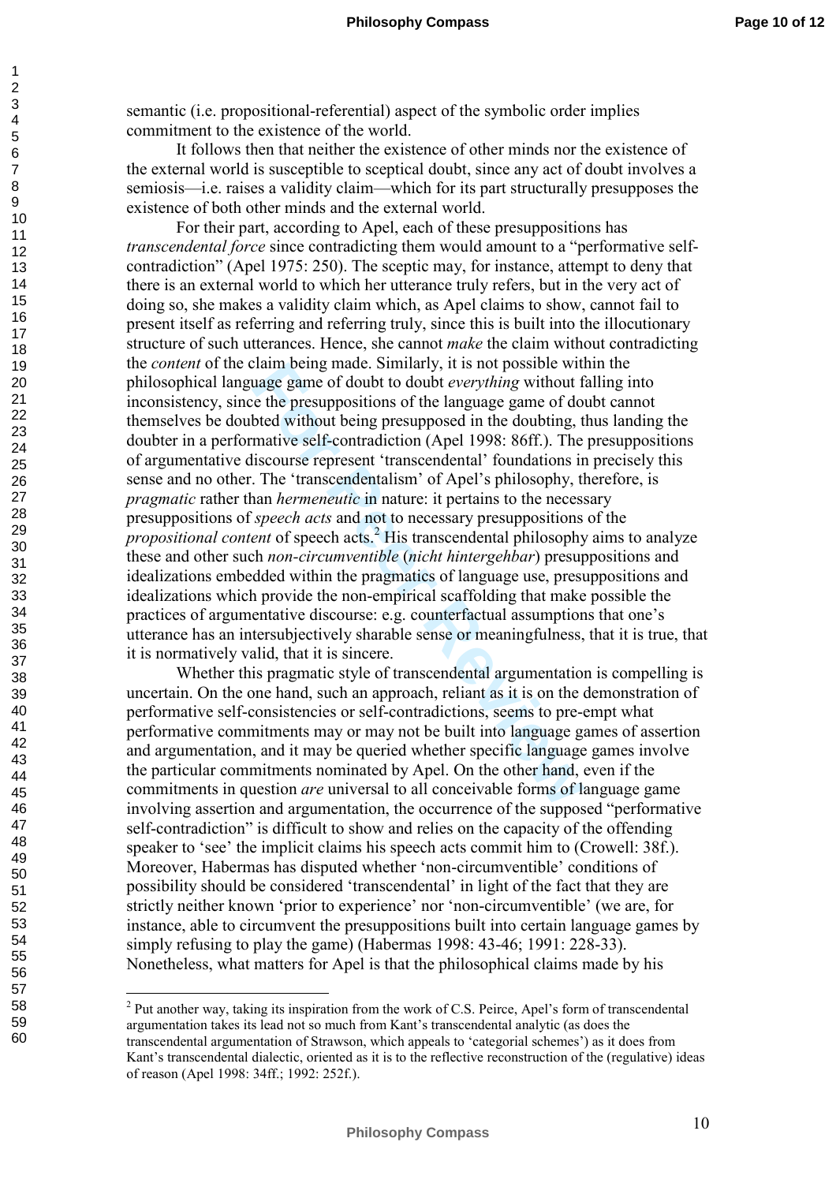semantic (i.e. propositional-referential) aspect of the symbolic order implies commitment to the existence of the world.

It follows then that neither the existence of other minds nor the existence of the external world is susceptible to sceptical doubt, since any act of doubt involves a semiosis—i.e. raises a validity claim—which for its part structurally presupposes the existence of both other minds and the external world.

For their part, according to Apel, each of these presuppositions has *transcendental force* since contradicting them would amount to a "performative self-contradiction" (Apel 1975: 250). The sceptic may, for instance, attempt to deny that there is an external world to which her utterance truly refers, but in the very act of doing so, she makes a validity claim which, as Apel claims to show, cannot fail to present itself as referring and referring truly, since this is built into the illocutionary structure of such utterances. Hence, she cannot *make* the claim without contradicting the *content* of the claim being made. Similarly, it is not possible within the philosophical language game of doubt to doubt *everything* without falling into inconsistency, since the presuppositions of the language game of doubt cannot themselves be doubted without being presupposed in the doubting, thus landing the doubter in a performative self-contradiction (Apel 1998: 86ff.). The presuppositions of argumentative discourse represent 'transcendental' foundations in precisely this sense and no other. The 'transcendentalism' of Apel's philosophy, therefore, is *pragmatic* rather than *hermeneutic* in nature: it pertains to the necessary presuppositions of *speech acts* and not to necessary presuppositions of the *propositional content* of speech acts.[2] His transcendental philosophy aims to analyze these and other such *non-circumventible* (*nicht hintergehbar*) presuppositions and idealizations embedded within the pragmatics of language use, presuppositions and idealizations which provide the non-empirical scaffolding that make possible the practices of argumentative discourse: e.g. counterfactual assumptions that one's utterance has an intersubjectively sharable sense or meaningfulness, that it is true, that it is normatively valid, that it is sincere.

Whether this pragmatic style of transcendental argumentation is compelling is uncertain. On the one hand, such an approach, reliant as it is on the demonstration of performative self-consistencies or self-contradictions, seems to pre-empt what performative commitments may or may not be built into language games of assertion and argumentation, and it may be queried whether specific language games involve the particular commitments nominated by Apel. On the other hand, even if the commitments in question *are* universal to all conceivable forms of language game involving assertion and argumentation, the occurrence of the supposed "performative self-contradiction" is difficult to show and relies on the capacity of the offending speaker to 'see' the implicit claims his speech acts commit him to (Crowell: 38f.). Moreover, Habermas has disputed whether 'non-circumventible' conditions of possibility should be considered 'transcendental' in light of the fact that they are strictly neither known 'prior to experience' nor 'non-circumventible' (we are, for instance, able to circumvent the presuppositions built into certain language games by simply refusing to play the game) (Habermas 1998: 43-46; 1991: 228-33). Nonetheless, what matters for Apel is that the philosophical claims made by his

---

[2] Put another way, taking its inspiration from the work of C.S. Peirce, Apel's form of transcendental argumentation takes its lead not so much from Kant's transcendental analytic (as does the transcendental argumentation of Strawson, which appeals to 'categorial schemes') as it does from Kant's transcendental dialectic, oriented as it is to the reflective reconstruction of the (regulative) ideas of reason (Apel 1998: 34ff.; 1992: 252f.).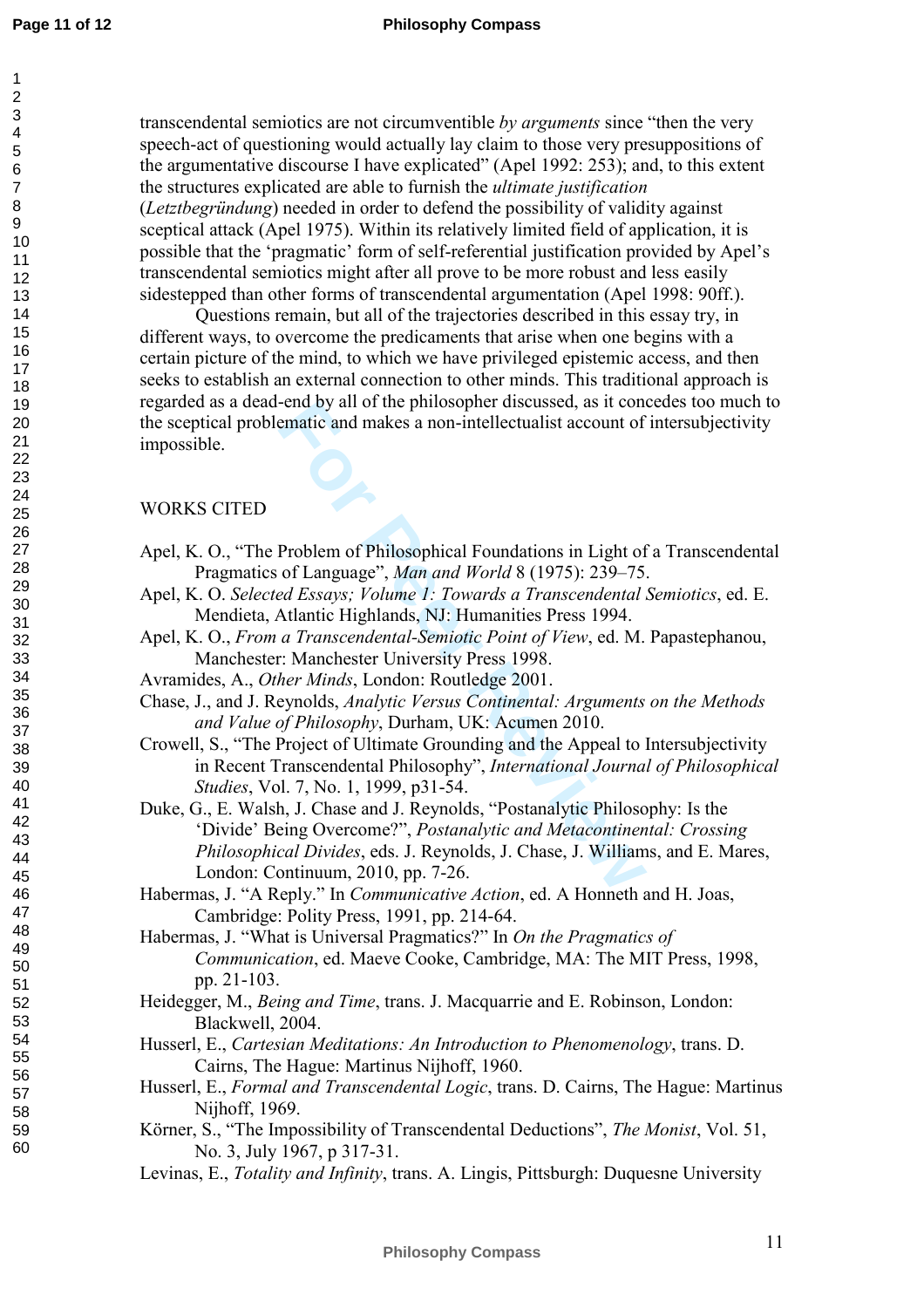transcendental semiotics are not circumventible *by arguments* since "then the very speech-act of questioning would actually lay claim to those very presuppositions of the argumentative discourse I have explicated" (Apel 1992: 253); and, to this extent the structures explicated are able to furnish the *ultimate justification* (*Letztbegründung*) needed in order to defend the possibility of validity against sceptical attack (Apel 1975). Within its relatively limited field of application, it is possible that the 'pragmatic' form of self-referential justification provided by Apel's transcendental semiotics might after all prove to be more robust and less easily sidestepped than other forms of transcendental argumentation (Apel 1998: 90ff.).

Questions remain, but all of the trajectories described in this essay try, in different ways, to overcome the predicaments that arise when one begins with a certain picture of the mind, to which we have privileged epistemic access, and then seeks to establish an external connection to other minds. This traditional approach is regarded as a dead-end by all of the philosopher discussed, as it concedes too much to the sceptical problematic and makes a non-intellectualist account of intersubjectivity impossible.

## WORKS CITED

Apel, K. O., "The Problem of Philosophical Foundations in Light of a Transcendental Pragmatics of Language", *Man and World* 8 (1975): 239–75.

Apel, K. O. *Selected Essays; Volume 1: Towards a Transcendental Semiotics*, ed. E. Mendieta, Atlantic Highlands, NJ: Humanities Press 1994.

Apel, K. O., *From a Transcendental-Semiotic Point of View*, ed. M. Papastephanou, Manchester: Manchester University Press 1998.

Avramides, A., *Other Minds*, London: Routledge 2001.

Chase, J., and J. Reynolds, *Analytic Versus Continental: Arguments on the Methods and Value of Philosophy*, Durham, UK: Acumen 2010.

Crowell, S., "The Project of Ultimate Grounding and the Appeal to Intersubjectivity in Recent Transcendental Philosophy", *International Journal of Philosophical Studies*, Vol. 7, No. 1, 1999, p31-54.

Duke, G., E. Walsh, J. Chase and J. Reynolds, "Postanalytic Philosophy: Is the 'Divide' Being Overcome?", *Postanalytic and Metacontinental: Crossing Philosophical Divides*, eds. J. Reynolds, J. Chase, J. Williams, and E. Mares, London: Continuum, 2010, pp. 7-26.

Habermas, J. "A Reply." In *Communicative Action*, ed. A Honneth and H. Joas, Cambridge: Polity Press, 1991, pp. 214-64.

Habermas, J. "What is Universal Pragmatics?" In *On the Pragmatics of Communication*, ed. Maeve Cooke, Cambridge, MA: The MIT Press, 1998, pp. 21-103.

Heidegger, M., *Being and Time*, trans. J. Macquarrie and E. Robinson, London: Blackwell, 2004.

Husserl, E., *Cartesian Meditations: An Introduction to Phenomenology*, trans. D. Cairns, The Hague: Martinus Nijhoff, 1960.

Husserl, E., *Formal and Transcendental Logic*, trans. D. Cairns, The Hague: Martinus Nijhoff, 1969.

Körner, S., "The Impossibility of Transcendental Deductions", *The Monist*, Vol. 51, No. 3, July 1967, p 317-31.

Levinas, E., *Totality and Infinity*, trans. A. Lingis, Pittsburgh: Duquesne University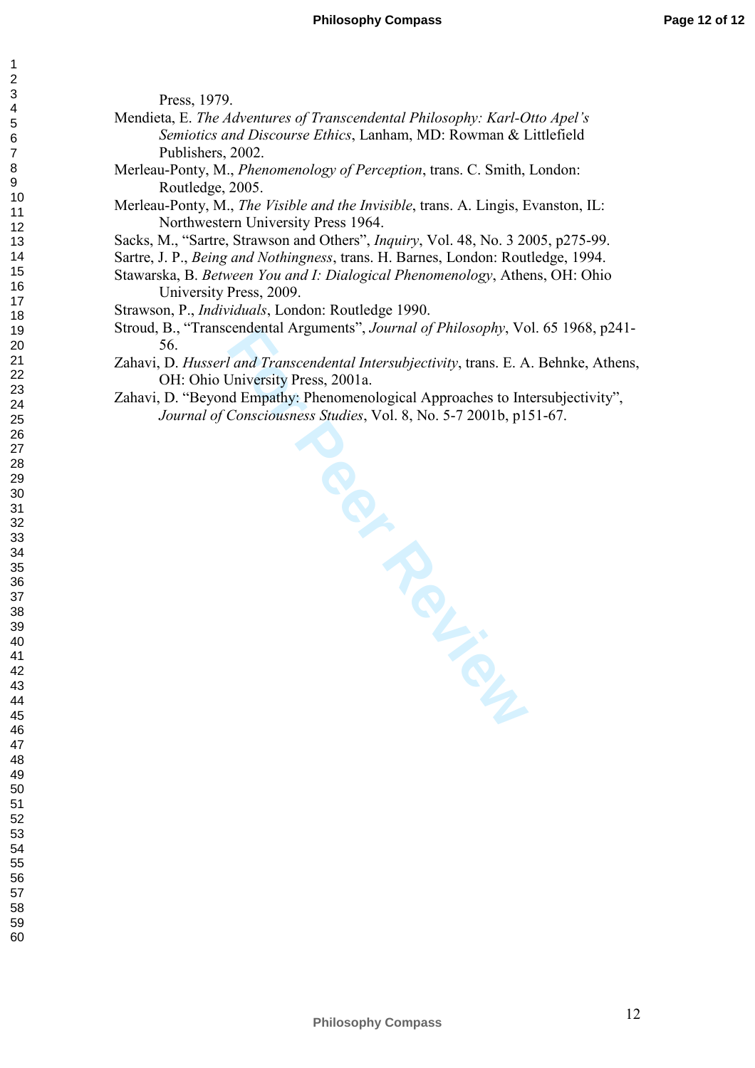Press, 1979.

Mendieta, E. *The Adventures of Transcendental Philosophy: Karl-Otto Apel's Semiotics and Discourse Ethics*, Lanham, MD: Rowman & Littlefield Publishers, 2002.

Merleau-Ponty, M., *Phenomenology of Perception*, trans. C. Smith, London: Routledge, 2005.

Merleau-Ponty, M., *The Visible and the Invisible*, trans. A. Lingis, Evanston, IL: Northwestern University Press 1964.

Sacks, M., "Sartre, Strawson and Others", *Inquiry*, Vol. 48, No. 3 2005, p275-99.

Sartre, J. P., *Being and Nothingness*, trans. H. Barnes, London: Routledge, 1994.

Stawarska, B. *Between You and I: Dialogical Phenomenology*, Athens, OH: Ohio University Press, 2009.

Strawson, P., *Individuals*, London: Routledge 1990.

Stroud, B., "Transcendental Arguments", *Journal of Philosophy*, Vol. 65 1968, p241-56.

Zahavi, D. *Husserl and Transcendental Intersubjectivity*, trans. E. A. Behnke, Athens, OH: Ohio University Press, 2001a.

Zahavi, D. "Beyond Empathy: Phenomenological Approaches to Intersubjectivity", *Journal of Consciousness Studies*, Vol. 8, No. 5-7 2001b, p151-67.